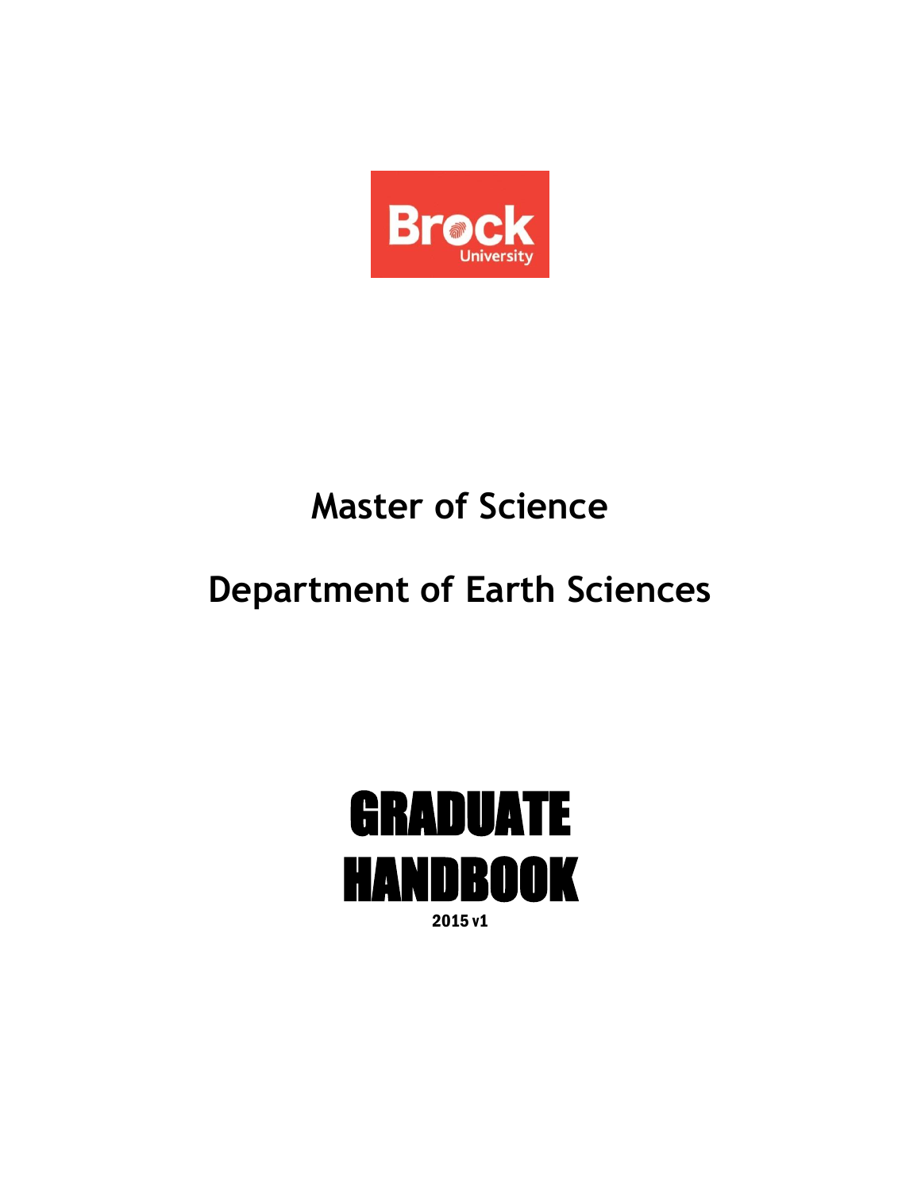Brock University

# Master of Science

# Department of Earth Sciences

# GRADUATE HANDBOOK

2015 v1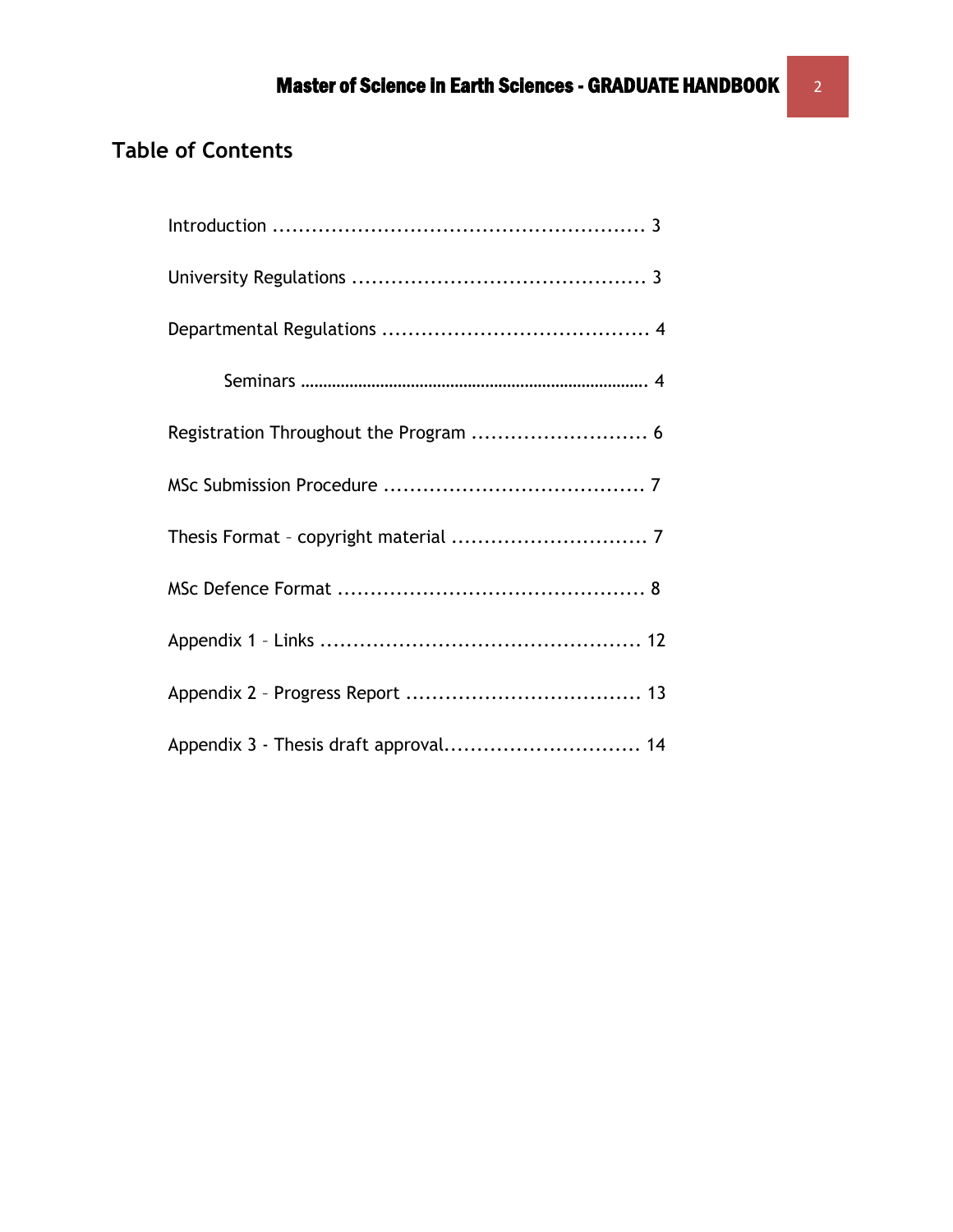## Table of Contents

Introduction ........................................................ 3

University Regulations ............................................ 3

Departmental Regulations ........................................ 4

  Seminars ............................................................................ 4

Registration Throughout the Program ........................... 6

MSc Submission Procedure ....................................... 7

Thesis Format – copyright material .............................. 7

MSc Defence Format .............................................. 8

Appendix 1 – Links ................................................ 12

Appendix 2 – Progress Report ................................... 13

Appendix 3 - Thesis draft approval............................. 14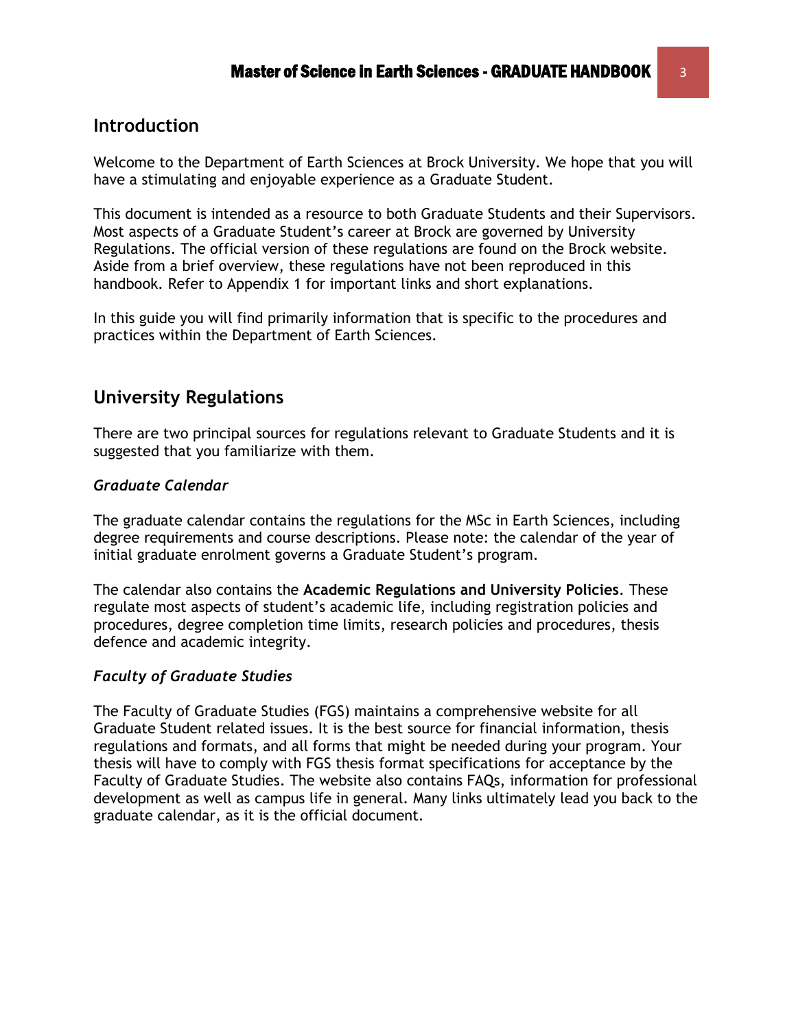## Introduction

Welcome to the Department of Earth Sciences at Brock University. We hope that you will have a stimulating and enjoyable experience as a Graduate Student.

This document is intended as a resource to both Graduate Students and their Supervisors. Most aspects of a Graduate Student's career at Brock are governed by University Regulations. The official version of these regulations are found on the Brock website. Aside from a brief overview, these regulations have not been reproduced in this handbook. Refer to Appendix 1 for important links and short explanations.

In this guide you will find primarily information that is specific to the procedures and practices within the Department of Earth Sciences.

## University Regulations

There are two principal sources for regulations relevant to Graduate Students and it is suggested that you familiarize with them.

### *Graduate Calendar*

The graduate calendar contains the regulations for the MSc in Earth Sciences, including degree requirements and course descriptions. Please note: the calendar of the year of initial graduate enrolment governs a Graduate Student's program.

The calendar also contains the **Academic Regulations and University Policies**. These regulate most aspects of student's academic life, including registration policies and procedures, degree completion time limits, research policies and procedures, thesis defence and academic integrity.

### *Faculty of Graduate Studies*

The Faculty of Graduate Studies (FGS) maintains a comprehensive website for all Graduate Student related issues. It is the best source for financial information, thesis regulations and formats, and all forms that might be needed during your program. Your thesis will have to comply with FGS thesis format specifications for acceptance by the Faculty of Graduate Studies. The website also contains FAQs, information for professional development as well as campus life in general. Many links ultimately lead you back to the graduate calendar, as it is the official document.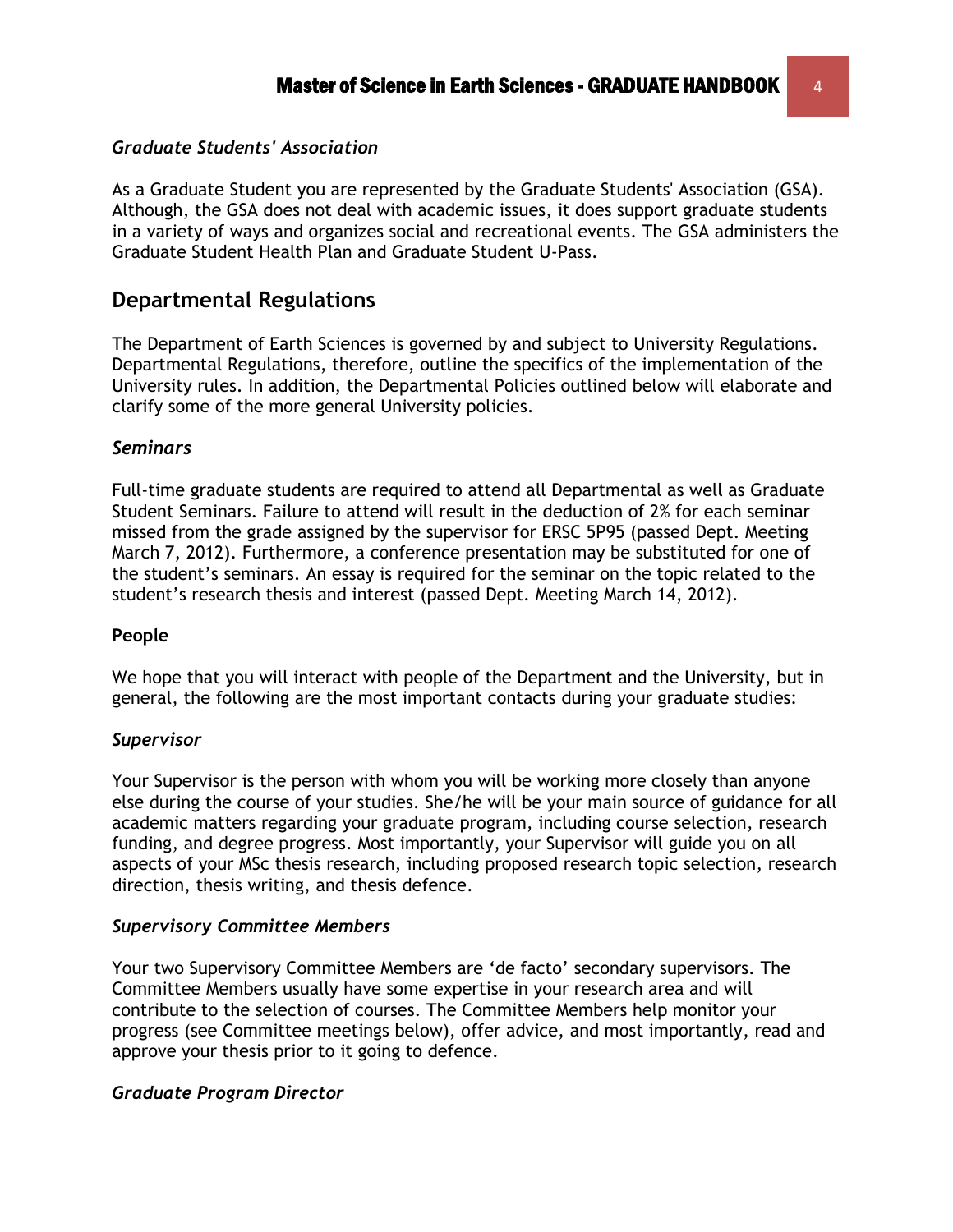### *Graduate Students' Association*

As a Graduate Student you are represented by the Graduate Students' Association (GSA). Although, the GSA does not deal with academic issues, it does support graduate students in a variety of ways and organizes social and recreational events. The GSA administers the Graduate Student Health Plan and Graduate Student U-Pass.

## Departmental Regulations

The Department of Earth Sciences is governed by and subject to University Regulations. Departmental Regulations, therefore, outline the specifics of the implementation of the University rules. In addition, the Departmental Policies outlined below will elaborate and clarify some of the more general University policies.

### *Seminars*

Full-time graduate students are required to attend all Departmental as well as Graduate Student Seminars. Failure to attend will result in the deduction of 2% for each seminar missed from the grade assigned by the supervisor for ERSC 5P95 (passed Dept. Meeting March 7, 2012). Furthermore, a conference presentation may be substituted for one of the student's seminars. An essay is required for the seminar on the topic related to the student's research thesis and interest (passed Dept. Meeting March 14, 2012).

### People

We hope that you will interact with people of the Department and the University, but in general, the following are the most important contacts during your graduate studies:

### *Supervisor*

Your Supervisor is the person with whom you will be working more closely than anyone else during the course of your studies. She/he will be your main source of guidance for all academic matters regarding your graduate program, including course selection, research funding, and degree progress. Most importantly, your Supervisor will guide you on all aspects of your MSc thesis research, including proposed research topic selection, research direction, thesis writing, and thesis defence.

### *Supervisory Committee Members*

Your two Supervisory Committee Members are 'de facto' secondary supervisors. The Committee Members usually have some expertise in your research area and will contribute to the selection of courses. The Committee Members help monitor your progress (see Committee meetings below), offer advice, and most importantly, read and approve your thesis prior to it going to defence.

### *Graduate Program Director*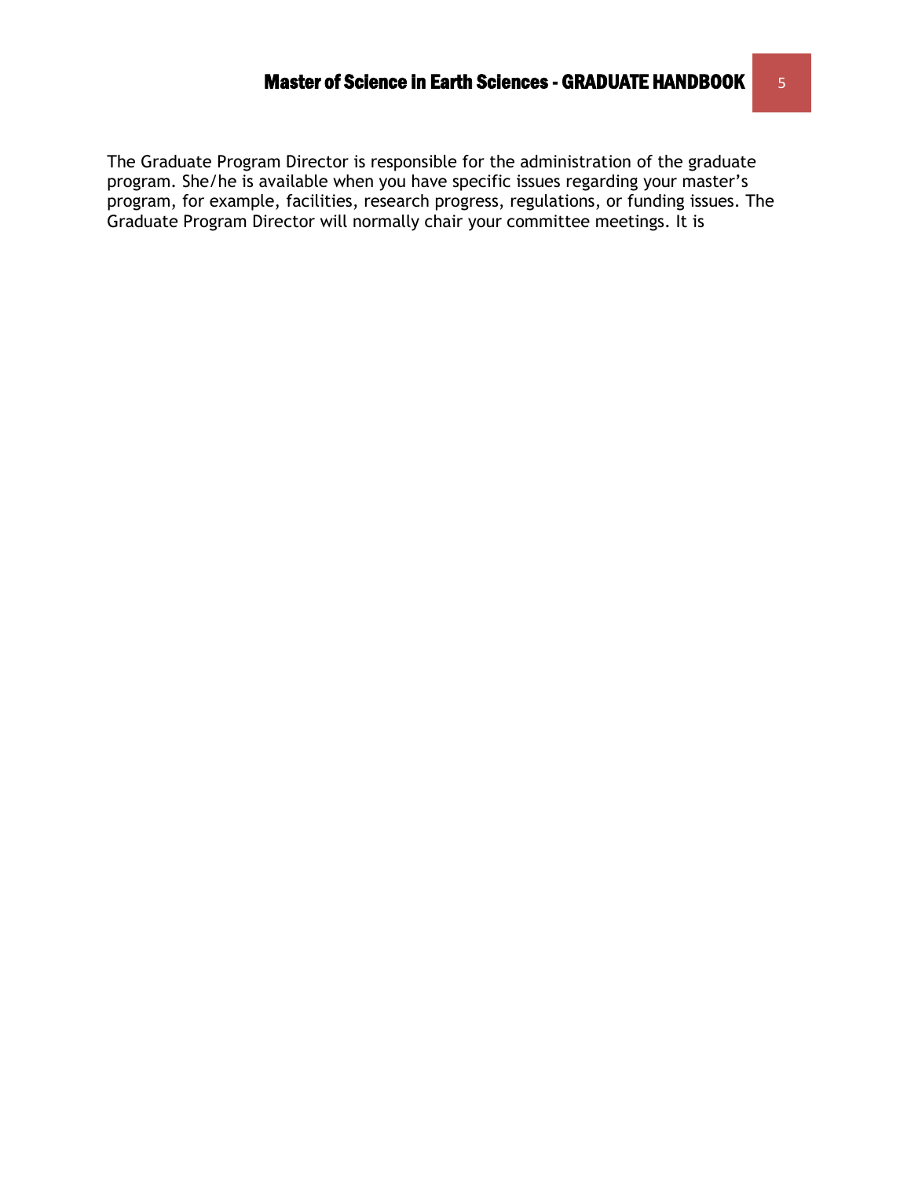The Graduate Program Director is responsible for the administration of the graduate program. She/he is available when you have specific issues regarding your master's program, for example, facilities, research progress, regulations, or funding issues. The Graduate Program Director will normally chair your committee meetings. It is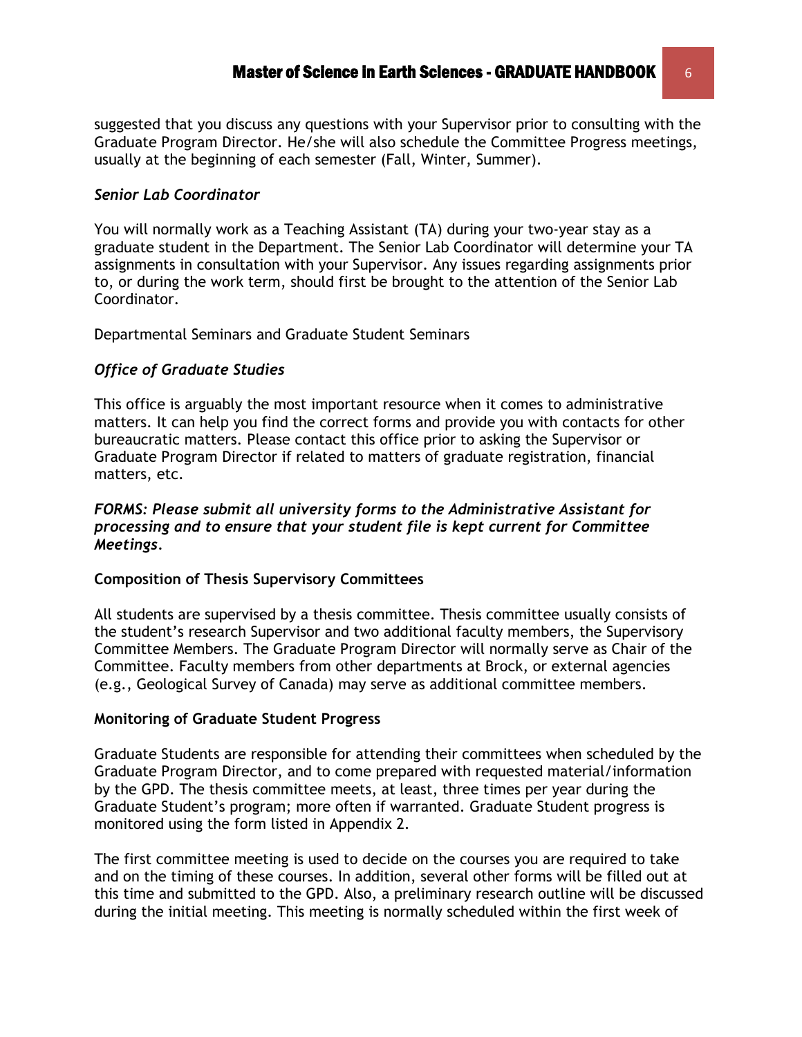suggested that you discuss any questions with your Supervisor prior to consulting with the Graduate Program Director. He/she will also schedule the Committee Progress meetings, usually at the beginning of each semester (Fall, Winter, Summer).

*Senior Lab Coordinator*

You will normally work as a Teaching Assistant (TA) during your two-year stay as a graduate student in the Department. The Senior Lab Coordinator will determine your TA assignments in consultation with your Supervisor. Any issues regarding assignments prior to, or during the work term, should first be brought to the attention of the Senior Lab Coordinator.

Departmental Seminars and Graduate Student Seminars

*Office of Graduate Studies*

This office is arguably the most important resource when it comes to administrative matters. It can help you find the correct forms and provide you with contacts for other bureaucratic matters. Please contact this office prior to asking the Supervisor or Graduate Program Director if related to matters of graduate registration, financial matters, etc.

***FORMS: Please submit all university forms to the Administrative Assistant for processing and to ensure that your student file is kept current for Committee Meetings.***

**Composition of Thesis Supervisory Committees**

All students are supervised by a thesis committee. Thesis committee usually consists of the student's research Supervisor and two additional faculty members, the Supervisory Committee Members. The Graduate Program Director will normally serve as Chair of the Committee. Faculty members from other departments at Brock, or external agencies (e.g., Geological Survey of Canada) may serve as additional committee members.

**Monitoring of Graduate Student Progress**

Graduate Students are responsible for attending their committees when scheduled by the Graduate Program Director, and to come prepared with requested material/information by the GPD. The thesis committee meets, at least, three times per year during the Graduate Student's program; more often if warranted. Graduate Student progress is monitored using the form listed in Appendix 2.

The first committee meeting is used to decide on the courses you are required to take and on the timing of these courses. In addition, several other forms will be filled out at this time and submitted to the GPD. Also, a preliminary research outline will be discussed during the initial meeting. This meeting is normally scheduled within the first week of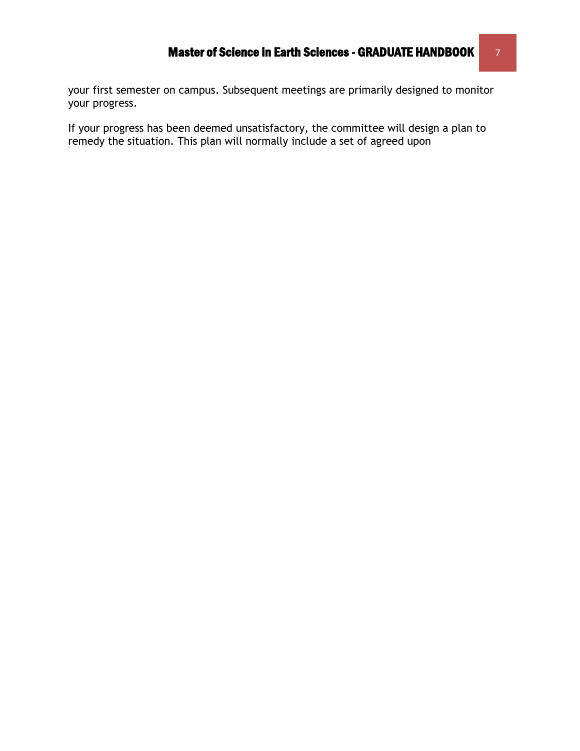your first semester on campus. Subsequent meetings are primarily designed to monitor your progress.

If your progress has been deemed unsatisfactory, the committee will design a plan to remedy the situation. This plan will normally include a set of agreed upon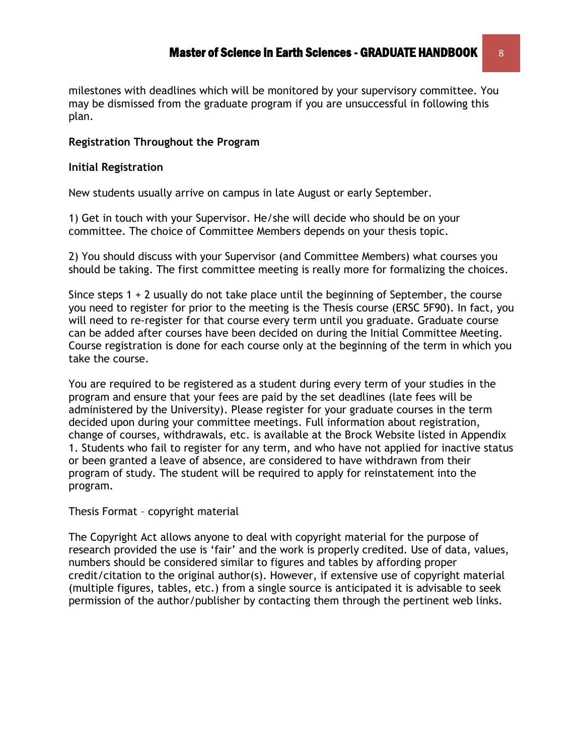milestones with deadlines which will be monitored by your supervisory committee. You may be dismissed from the graduate program if you are unsuccessful in following this plan.

**Registration Throughout the Program**

**Initial Registration**

New students usually arrive on campus in late August or early September.

1) Get in touch with your Supervisor. He/she will decide who should be on your committee. The choice of Committee Members depends on your thesis topic.

2) You should discuss with your Supervisor (and Committee Members) what courses you should be taking. The first committee meeting is really more for formalizing the choices.

Since steps 1 + 2 usually do not take place until the beginning of September, the course you need to register for prior to the meeting is the Thesis course (ERSC 5F90). In fact, you will need to re-register for that course every term until you graduate. Graduate course can be added after courses have been decided on during the Initial Committee Meeting. Course registration is done for each course only at the beginning of the term in which you take the course.

You are required to be registered as a student during every term of your studies in the program and ensure that your fees are paid by the set deadlines (late fees will be administered by the University). Please register for your graduate courses in the term decided upon during your committee meetings. Full information about registration, change of courses, withdrawals, etc. is available at the Brock Website listed in Appendix 1. Students who fail to register for any term, and who have not applied for inactive status or been granted a leave of absence, are considered to have withdrawn from their program of study. The student will be required to apply for reinstatement into the program.

Thesis Format – copyright material

The Copyright Act allows anyone to deal with copyright material for the purpose of research provided the use is 'fair' and the work is properly credited. Use of data, values, numbers should be considered similar to figures and tables by affording proper credit/citation to the original author(s). However, if extensive use of copyright material (multiple figures, tables, etc.) from a single source is anticipated it is advisable to seek permission of the author/publisher by contacting them through the pertinent web links.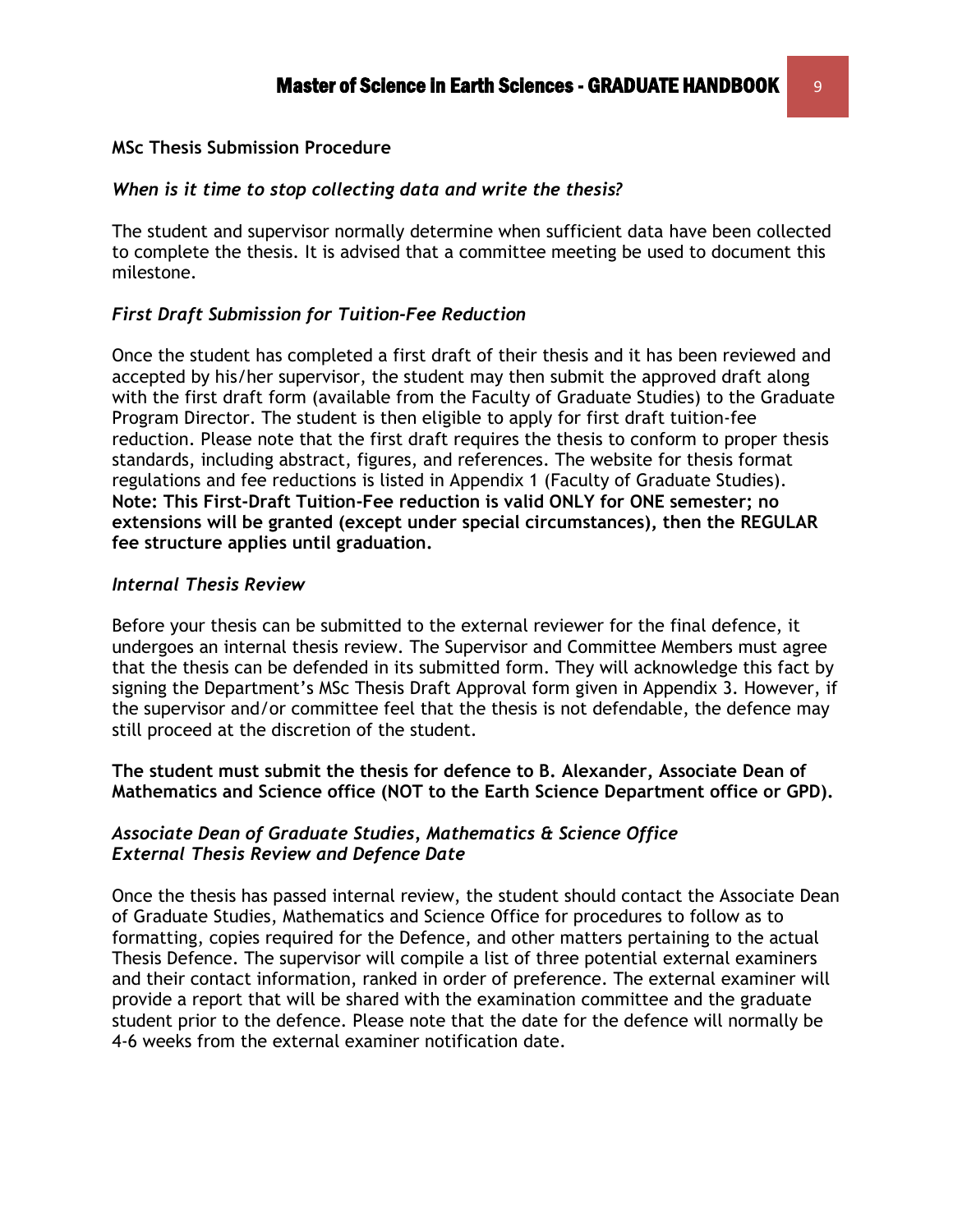## MSc Thesis Submission Procedure

### *When is it time to stop collecting data and write the thesis?*

The student and supervisor normally determine when sufficient data have been collected to complete the thesis. It is advised that a committee meeting be used to document this milestone.

### *First Draft Submission for Tuition-Fee Reduction*

Once the student has completed a first draft of their thesis and it has been reviewed and accepted by his/her supervisor, the student may then submit the approved draft along with the first draft form (available from the Faculty of Graduate Studies) to the Graduate Program Director. The student is then eligible to apply for first draft tuition-fee reduction. Please note that the first draft requires the thesis to conform to proper thesis standards, including abstract, figures, and references. The website for thesis format regulations and fee reductions is listed in Appendix 1 (Faculty of Graduate Studies). **Note: This First-Draft Tuition-Fee reduction is valid ONLY for ONE semester; no extensions will be granted (except under special circumstances), then the REGULAR fee structure applies until graduation.**

### *Internal Thesis Review*

Before your thesis can be submitted to the external reviewer for the final defence, it undergoes an internal thesis review. The Supervisor and Committee Members must agree that the thesis can be defended in its submitted form. They will acknowledge this fact by signing the Department's MSc Thesis Draft Approval form given in Appendix 3. However, if the supervisor and/or committee feel that the thesis is not defendable, the defence may still proceed at the discretion of the student.

**The student must submit the thesis for defence to B. Alexander, Associate Dean of Mathematics and Science office (NOT to the Earth Science Department office or GPD).**

### *Associate Dean of Graduate Studies, Mathematics & Science Office*
### *External Thesis Review and Defence Date*

Once the thesis has passed internal review, the student should contact the Associate Dean of Graduate Studies, Mathematics and Science Office for procedures to follow as to formatting, copies required for the Defence, and other matters pertaining to the actual Thesis Defence. The supervisor will compile a list of three potential external examiners and their contact information, ranked in order of preference. The external examiner will provide a report that will be shared with the examination committee and the graduate student prior to the defence. Please note that the date for the defence will normally be 4-6 weeks from the external examiner notification date.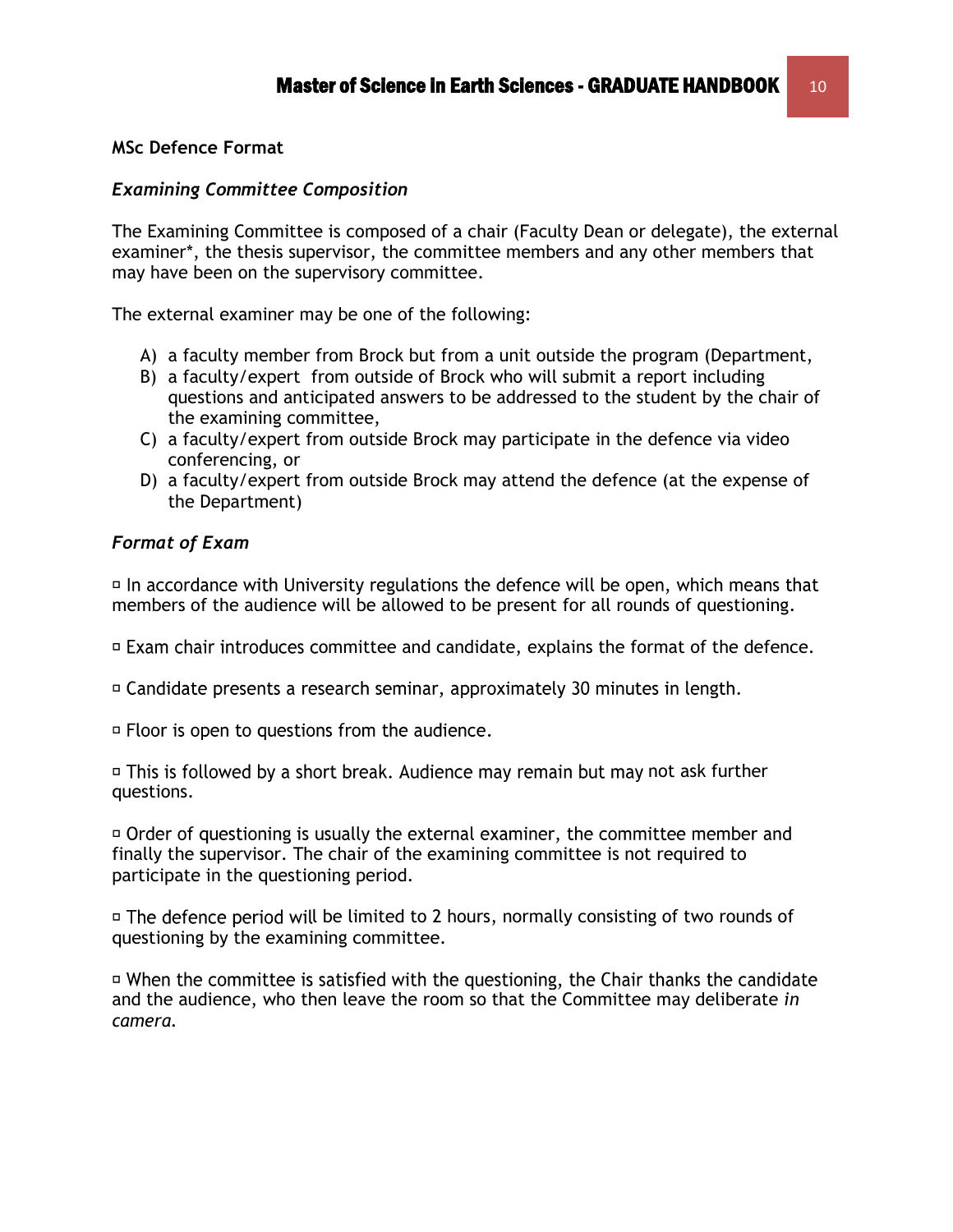**MSc Defence Format**

***Examining Committee Composition***

The Examining Committee is composed of a chair (Faculty Dean or delegate), the external examiner*, the thesis supervisor, the committee members and any other members that may have been on the supervisory committee.

The external examiner may be one of the following:

A) a faculty member from Brock but from a unit outside the program (Department,
B) a faculty/expert from outside of Brock who will submit a report including questions and anticipated answers to be addressed to the student by the chair of the examining committee,
C) a faculty/expert from outside Brock may participate in the defence via video conferencing, or
D) a faculty/expert from outside Brock may attend the defence (at the expense of the Department)

***Format of Exam***

- In accordance with University regulations the defence will be open, which means that members of the audience will be allowed to be present for all rounds of questioning.

- Exam chair introduces committee and candidate, explains the format of the defence.

- Candidate presents a research seminar, approximately 30 minutes in length.

- Floor is open to questions from the audience.

- This is followed by a short break. Audience may remain but may not ask further questions.

- Order of questioning is usually the external examiner, the committee member and finally the supervisor. The chair of the examining committee is not required to participate in the questioning period.

- The defence period will be limited to 2 hours, normally consisting of two rounds of questioning by the examining committee.

- When the committee is satisfied with the questioning, the Chair thanks the candidate and the audience, who then leave the room so that the Committee may deliberate *in camera*.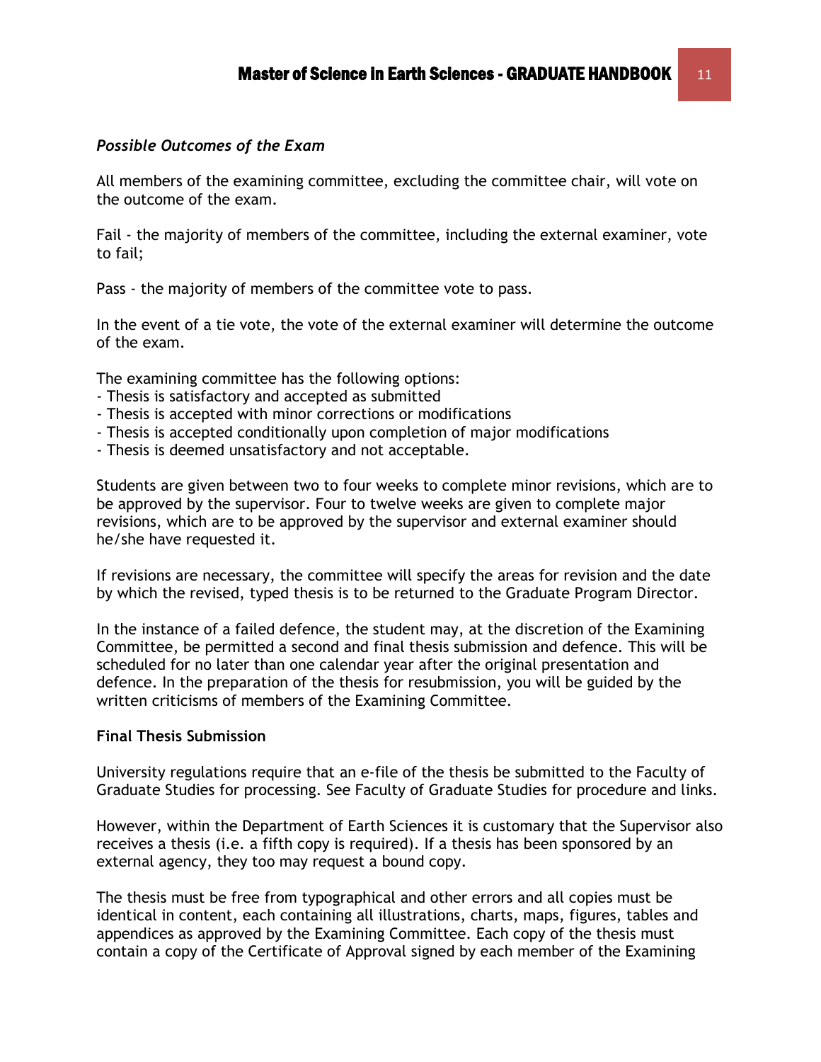### *Possible Outcomes of the Exam*

All members of the examining committee, excluding the committee chair, will vote on the outcome of the exam.

Fail - the majority of members of the committee, including the external examiner, vote to fail;

Pass - the majority of members of the committee vote to pass.

In the event of a tie vote, the vote of the external examiner will determine the outcome of the exam.

The examining committee has the following options:
- Thesis is satisfactory and accepted as submitted
- Thesis is accepted with minor corrections or modifications
- Thesis is accepted conditionally upon completion of major modifications
- Thesis is deemed unsatisfactory and not acceptable.

Students are given between two to four weeks to complete minor revisions, which are to be approved by the supervisor. Four to twelve weeks are given to complete major revisions, which are to be approved by the supervisor and external examiner should he/she have requested it.

If revisions are necessary, the committee will specify the areas for revision and the date by which the revised, typed thesis is to be returned to the Graduate Program Director.

In the instance of a failed defence, the student may, at the discretion of the Examining Committee, be permitted a second and final thesis submission and defence. This will be scheduled for no later than one calendar year after the original presentation and defence. In the preparation of the thesis for resubmission, you will be guided by the written criticisms of members of the Examining Committee.

**Final Thesis Submission**

University regulations require that an e-file of the thesis be submitted to the Faculty of Graduate Studies for processing. See Faculty of Graduate Studies for procedure and links.

However, within the Department of Earth Sciences it is customary that the Supervisor also receives a thesis (i.e. a fifth copy is required). If a thesis has been sponsored by an external agency, they too may request a bound copy.

The thesis must be free from typographical and other errors and all copies must be identical in content, each containing all illustrations, charts, maps, figures, tables and appendices as approved by the Examining Committee. Each copy of the thesis must contain a copy of the Certificate of Approval signed by each member of the Examining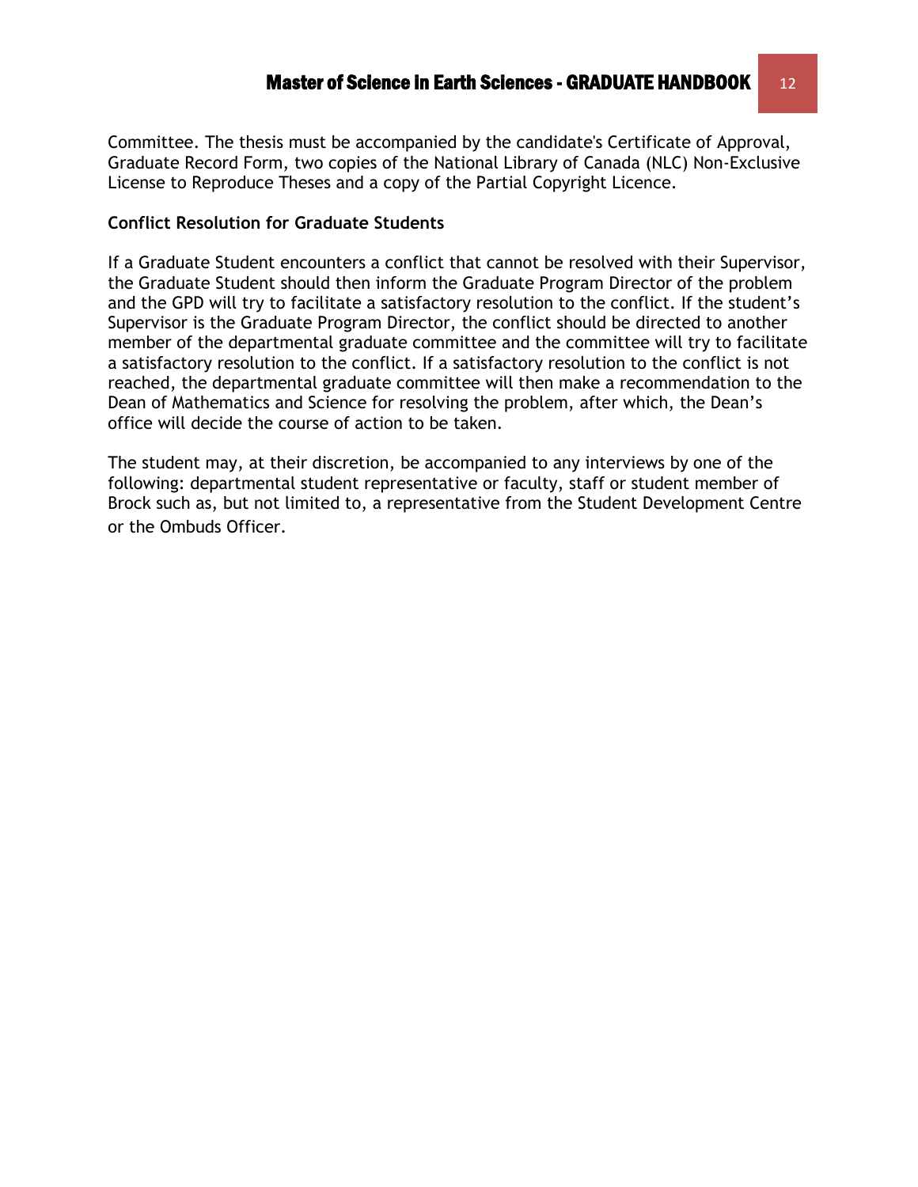Committee. The thesis must be accompanied by the candidate's Certificate of Approval, Graduate Record Form, two copies of the National Library of Canada (NLC) Non-Exclusive License to Reproduce Theses and a copy of the Partial Copyright Licence.

**Conflict Resolution for Graduate Students**

If a Graduate Student encounters a conflict that cannot be resolved with their Supervisor, the Graduate Student should then inform the Graduate Program Director of the problem and the GPD will try to facilitate a satisfactory resolution to the conflict. If the student's Supervisor is the Graduate Program Director, the conflict should be directed to another member of the departmental graduate committee and the committee will try to facilitate a satisfactory resolution to the conflict. If a satisfactory resolution to the conflict is not reached, the departmental graduate committee will then make a recommendation to the Dean of Mathematics and Science for resolving the problem, after which, the Dean's office will decide the course of action to be taken.

The student may, at their discretion, be accompanied to any interviews by one of the following: departmental student representative or faculty, staff or student member of Brock such as, but not limited to, a representative from the Student Development Centre or the Ombuds Officer.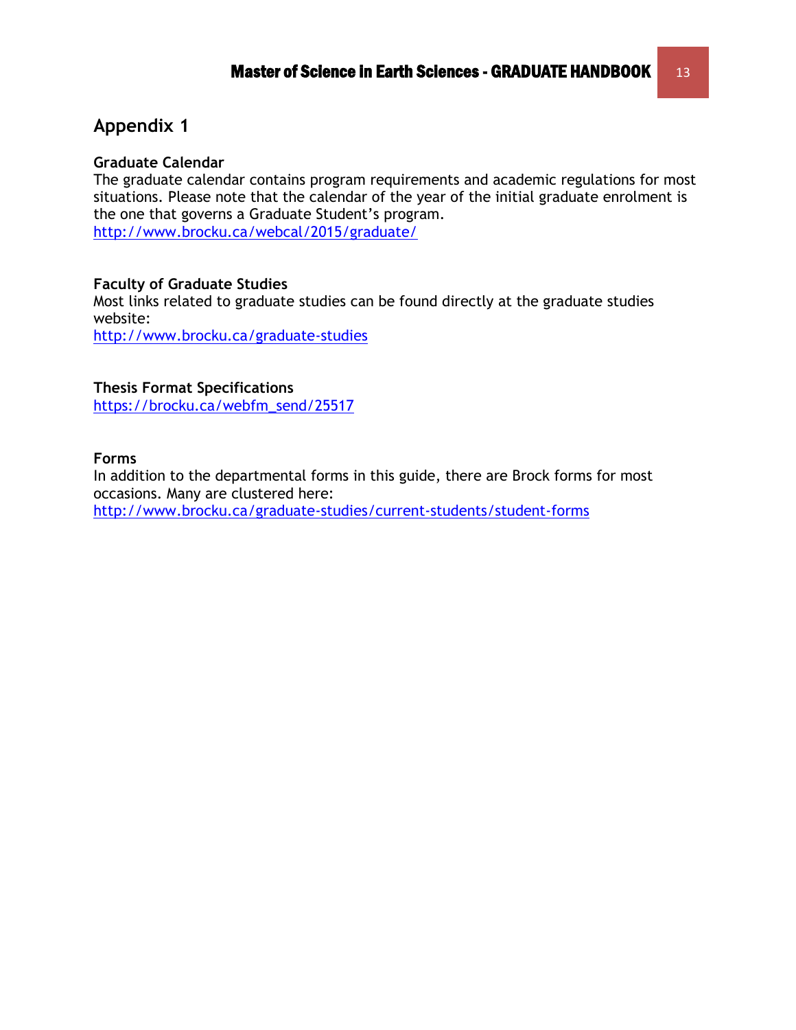# Appendix 1

**Graduate Calendar**
The graduate calendar contains program requirements and academic regulations for most situations. Please note that the calendar of the year of the initial graduate enrolment is the one that governs a Graduate Student's program.
http://www.brocku.ca/webcal/2015/graduate/

**Faculty of Graduate Studies**
Most links related to graduate studies can be found directly at the graduate studies website:
http://www.brocku.ca/graduate-studies

**Thesis Format Specifications**
https://brocku.ca/webfm_send/25517

**Forms**
In addition to the departmental forms in this guide, there are Brock forms for most occasions. Many are clustered here:
http://www.brocku.ca/graduate-studies/current-students/student-forms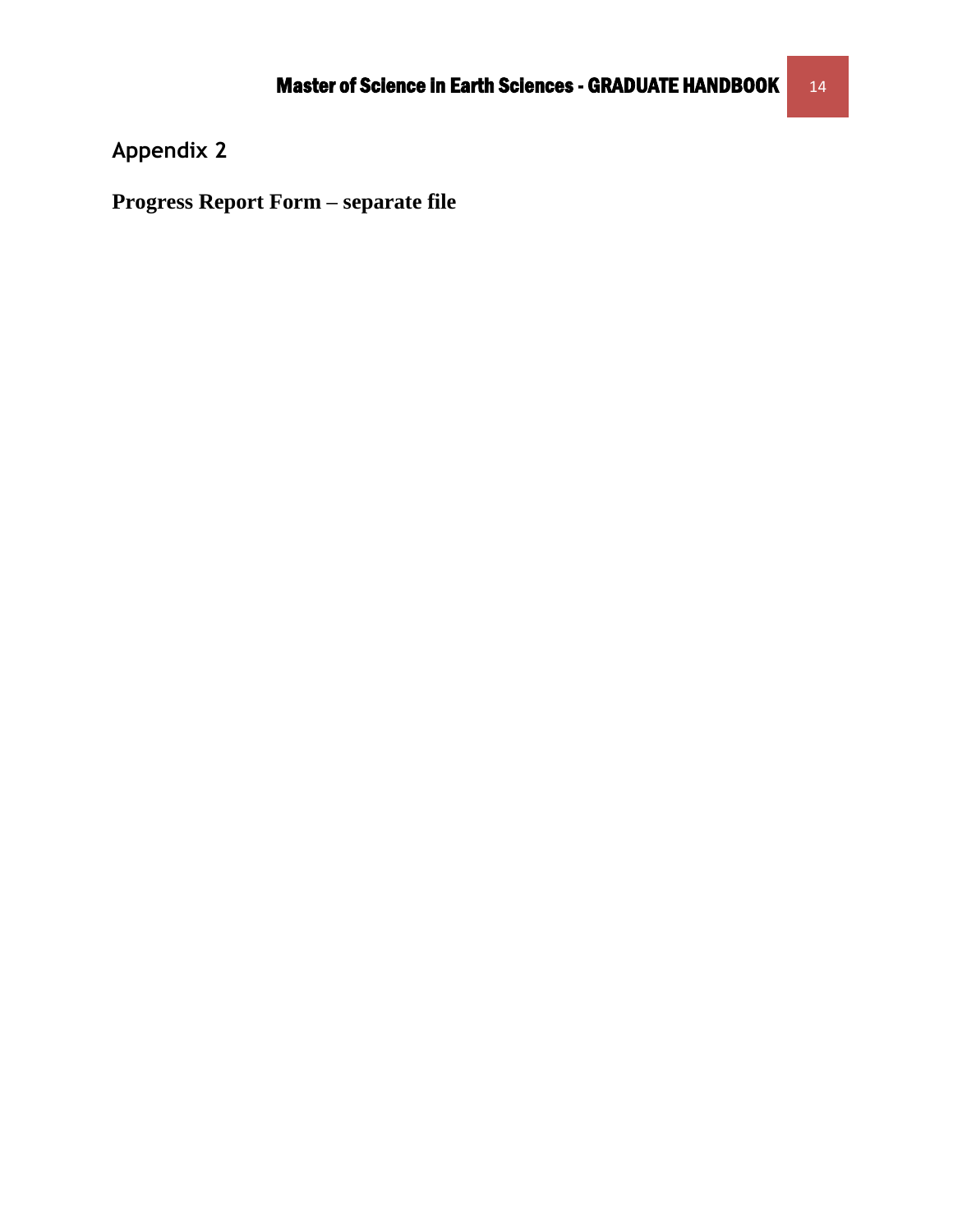## Appendix 2

**Progress Report Form – separate file**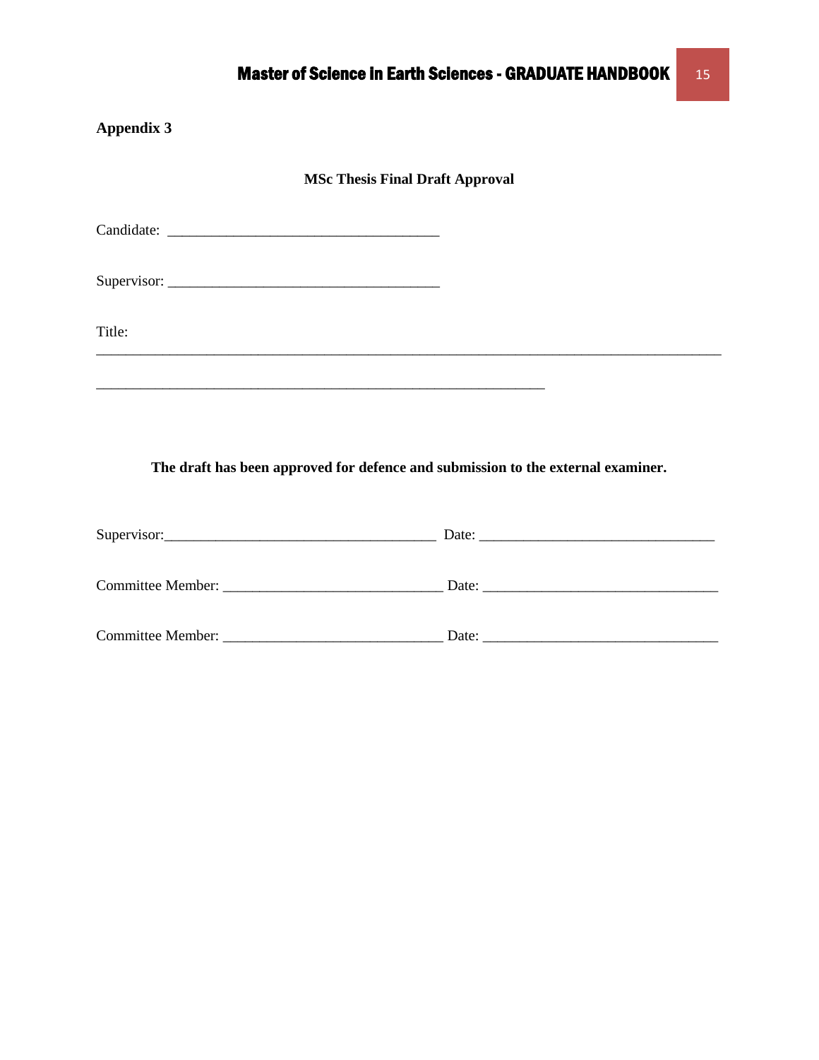**Appendix 3**

**MSc Thesis Final Draft Approval**

Candidate: \_\_\_\_\_\_\_\_\_\_\_\_\_\_\_\_\_\_\_\_\_\_\_\_\_\_\_\_\_\_\_\_\_\_\_\_\_

Supervisor: \_\_\_\_\_\_\_\_\_\_\_\_\_\_\_\_\_\_\_\_\_\_\_\_\_\_\_\_\_\_\_\_\_\_\_\_\_

Title: \_\_\_\_\_\_\_\_\_\_\_\_\_\_\_\_\_\_\_\_\_\_\_\_\_\_\_\_\_\_\_\_\_\_\_\_\_\_\_\_\_\_\_\_\_\_\_\_\_\_\_\_\_\_\_\_\_\_\_\_\_\_\_\_\_\_\_\_\_\_\_\_\_\_\_\_\_\_\_\_\_\_\_\_\_

\_\_\_\_\_\_\_\_\_\_\_\_\_\_\_\_\_\_\_\_\_\_\_\_\_\_\_\_\_\_\_\_\_\_\_\_\_\_\_\_\_\_\_\_\_\_\_\_\_\_\_\_\_\_\_\_\_\_\_\_\_\_

**The draft has been approved for defence and submission to the external examiner.**

Supervisor: \_\_\_\_\_\_\_\_\_\_\_\_\_\_\_\_\_\_\_\_\_\_\_\_\_\_\_\_\_\_\_\_\_\_\_\_\_ Date: \_\_\_\_\_\_\_\_\_\_\_\_\_\_\_\_\_\_\_\_\_\_\_\_\_\_\_\_\_\_\_\_

Committee Member: \_\_\_\_\_\_\_\_\_\_\_\_\_\_\_\_\_\_\_\_\_\_\_\_\_\_\_\_\_\_ Date: \_\_\_\_\_\_\_\_\_\_\_\_\_\_\_\_\_\_\_\_\_\_\_\_\_\_\_\_\_\_\_\_

Committee Member: \_\_\_\_\_\_\_\_\_\_\_\_\_\_\_\_\_\_\_\_\_\_\_\_\_\_\_\_\_\_ Date: \_\_\_\_\_\_\_\_\_\_\_\_\_\_\_\_\_\_\_\_\_\_\_\_\_\_\_\_\_\_\_\_